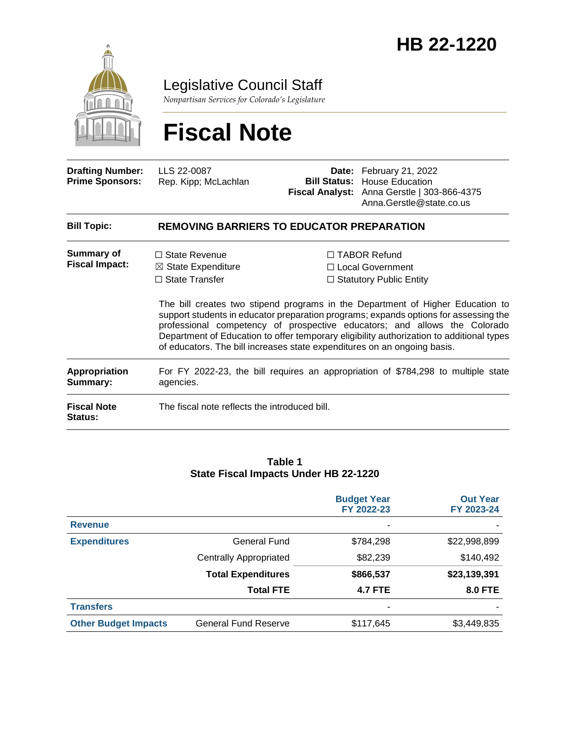# HB 22-1220

Legislative Council Staff

*Nonpartisan Services for Colorado's Legislature*

# Fiscal Note

| | | | |
|---|---|---|---|
| **Drafting Number:** | LLS 22-0087 | **Date:** | February 21, 2022 |
| **Prime Sponsors:** | Rep. Kipp; McLachlan | **Bill Status:** | House Education |
| | | **Fiscal Analyst:** | Anna Gerstle \| 303-866-4375<br>Anna.Gerstle@state.co.us |

**Bill Topic:** **REMOVING BARRIERS TO EDUCATOR PREPARATION**

**Summary of Fiscal Impact:**

☐ State Revenue
☒ State Expenditure
☐ State Transfer
☐ TABOR Refund
☐ Local Government
☐ Statutory Public Entity

The bill creates two stipend programs in the Department of Higher Education to support students in educator preparation programs; expands options for assessing the professional competency of prospective educators; and allows the Colorado Department of Education to offer temporary eligibility authorization to additional types of educators. The bill increases state expenditures on an ongoing basis.

**Appropriation Summary:** For FY 2022-23, the bill requires an appropriation of $784,298 to multiple state agencies.

**Fiscal Note Status:** The fiscal note reflects the introduced bill.

**Table 1**
**State Fiscal Impacts Under HB 22-1220**

| | | Budget Year FY 2022-23 | Out Year FY 2023-24 |
|---|---|---|---|
| **Revenue** | | - | - |
| **Expenditures** | General Fund | $784,298 | $22,998,899 |
| | Centrally Appropriated | $82,239 | $140,492 |
| | **Total Expenditures** | **$866,537** | **$23,139,391** |
| | **Total FTE** | **4.7 FTE** | **8.0 FTE** |
| **Transfers** | | - | - |
| **Other Budget Impacts** | General Fund Reserve | $117,645 | $3,449,835 |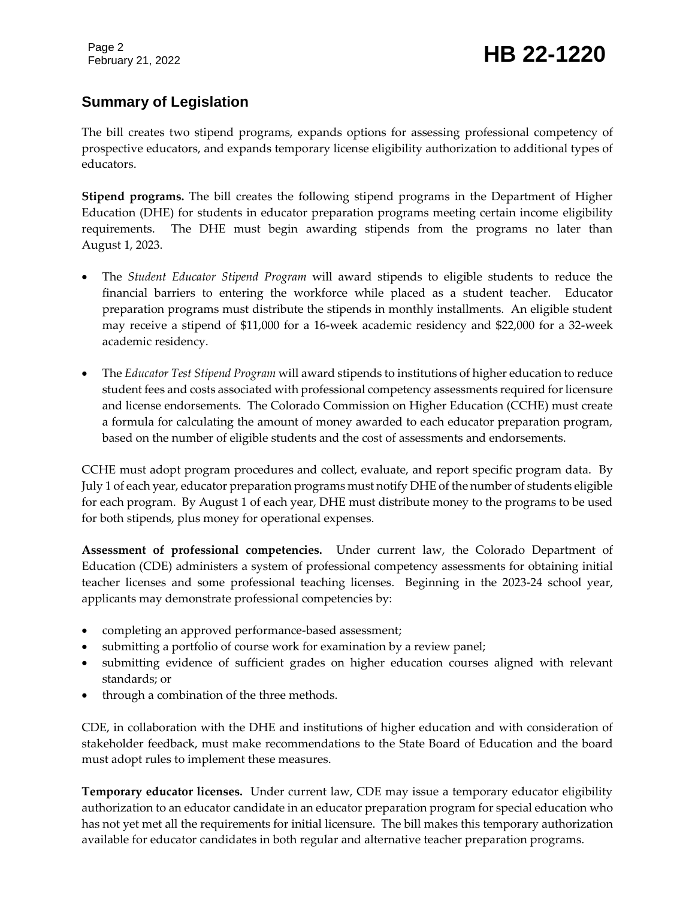## Summary of Legislation

The bill creates two stipend programs, expands options for assessing professional competency of prospective educators, and expands temporary license eligibility authorization to additional types of educators.

**Stipend programs.** The bill creates the following stipend programs in the Department of Higher Education (DHE) for students in educator preparation programs meeting certain income eligibility requirements. The DHE must begin awarding stipends from the programs no later than August 1, 2023.

- The *Student Educator Stipend Program* will award stipends to eligible students to reduce the financial barriers to entering the workforce while placed as a student teacher. Educator preparation programs must distribute the stipends in monthly installments. An eligible student may receive a stipend of $11,000 for a 16-week academic residency and $22,000 for a 32-week academic residency.
- The *Educator Test Stipend Program* will award stipends to institutions of higher education to reduce student fees and costs associated with professional competency assessments required for licensure and license endorsements. The Colorado Commission on Higher Education (CCHE) must create a formula for calculating the amount of money awarded to each educator preparation program, based on the number of eligible students and the cost of assessments and endorsements.

CCHE must adopt program procedures and collect, evaluate, and report specific program data. By July 1 of each year, educator preparation programs must notify DHE of the number of students eligible for each program. By August 1 of each year, DHE must distribute money to the programs to be used for both stipends, plus money for operational expenses.

**Assessment of professional competencies.** Under current law, the Colorado Department of Education (CDE) administers a system of professional competency assessments for obtaining initial teacher licenses and some professional teaching licenses. Beginning in the 2023-24 school year, applicants may demonstrate professional competencies by:

- completing an approved performance-based assessment;
- submitting a portfolio of course work for examination by a review panel;
- submitting evidence of sufficient grades on higher education courses aligned with relevant standards; or
- through a combination of the three methods.

CDE, in collaboration with the DHE and institutions of higher education and with consideration of stakeholder feedback, must make recommendations to the State Board of Education and the board must adopt rules to implement these measures.

**Temporary educator licenses.** Under current law, CDE may issue a temporary educator eligibility authorization to an educator candidate in an educator preparation program for special education who has not yet met all the requirements for initial licensure. The bill makes this temporary authorization available for educator candidates in both regular and alternative teacher preparation programs.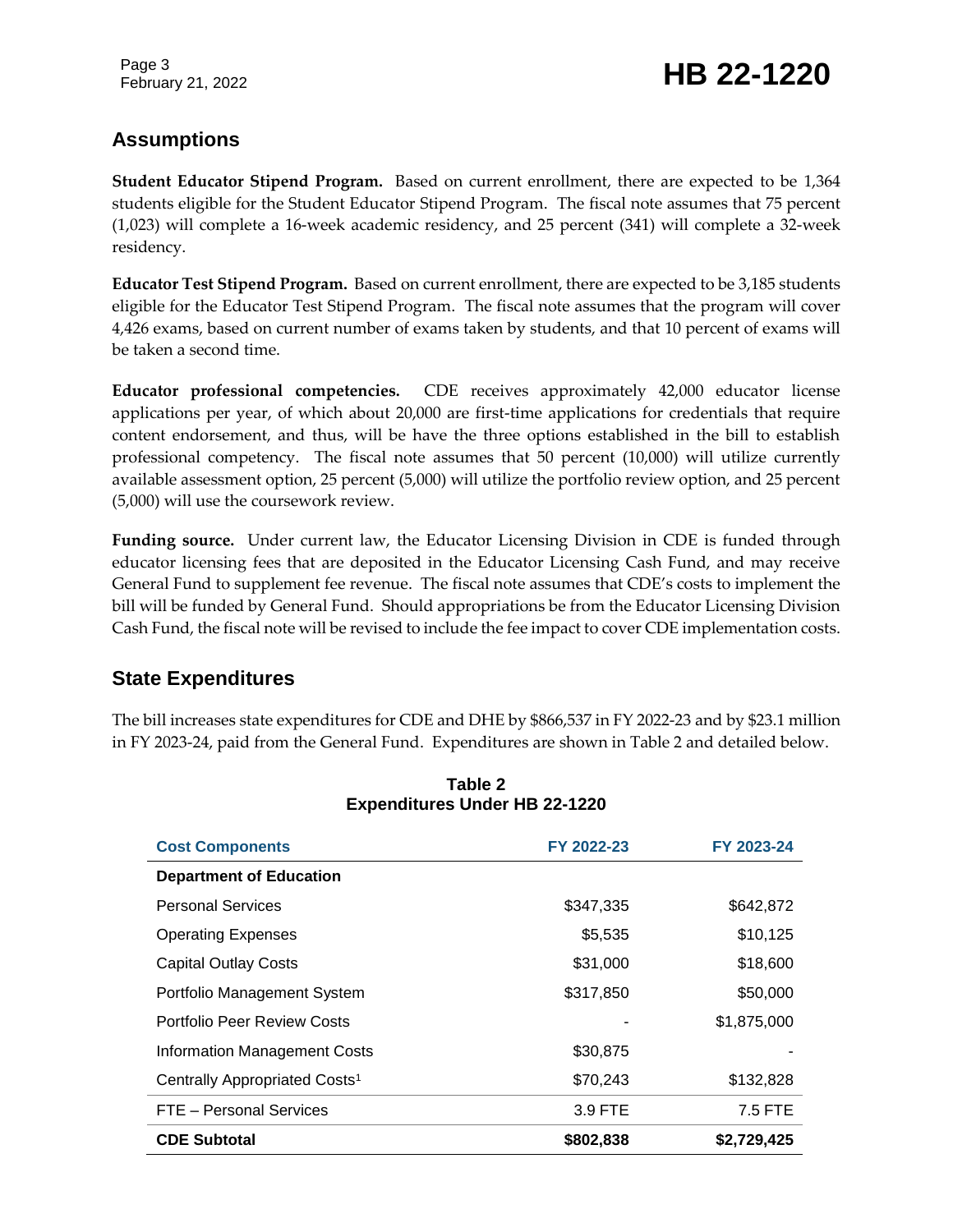## Assumptions

**Student Educator Stipend Program.** Based on current enrollment, there are expected to be 1,364 students eligible for the Student Educator Stipend Program. The fiscal note assumes that 75 percent (1,023) will complete a 16-week academic residency, and 25 percent (341) will complete a 32-week residency.

**Educator Test Stipend Program.** Based on current enrollment, there are expected to be 3,185 students eligible for the Educator Test Stipend Program. The fiscal note assumes that the program will cover 4,426 exams, based on current number of exams taken by students, and that 10 percent of exams will be taken a second time.

**Educator professional competencies.** CDE receives approximately 42,000 educator license applications per year, of which about 20,000 are first-time applications for credentials that require content endorsement, and thus, will be have the three options established in the bill to establish professional competency. The fiscal note assumes that 50 percent (10,000) will utilize currently available assessment option, 25 percent (5,000) will utilize the portfolio review option, and 25 percent (5,000) will use the coursework review.

**Funding source.** Under current law, the Educator Licensing Division in CDE is funded through educator licensing fees that are deposited in the Educator Licensing Cash Fund, and may receive General Fund to supplement fee revenue. The fiscal note assumes that CDE's costs to implement the bill will be funded by General Fund. Should appropriations be from the Educator Licensing Division Cash Fund, the fiscal note will be revised to include the fee impact to cover CDE implementation costs.

## State Expenditures

The bill increases state expenditures for CDE and DHE by $866,537 in FY 2022-23 and by $23.1 million in FY 2023-24, paid from the General Fund. Expenditures are shown in Table 2 and detailed below.

**Table 2**
**Expenditures Under HB 22-1220**

| Cost Components | FY 2022-23 | FY 2023-24 |
|---|---|---|
| **Department of Education** | | |
| Personal Services | $347,335 | $642,872 |
| Operating Expenses | $5,535 | $10,125 |
| Capital Outlay Costs | $31,000 | $18,600 |
| Portfolio Management System | $317,850 | $50,000 |
| Portfolio Peer Review Costs | - | $1,875,000 |
| Information Management Costs | $30,875 | - |
| Centrally Appropriated Costs[1] | $70,243 | $132,828 |
| FTE – Personal Services | 3.9 FTE | 7.5 FTE |
| **CDE Subtotal** | **$802,838** | **$2,729,425** |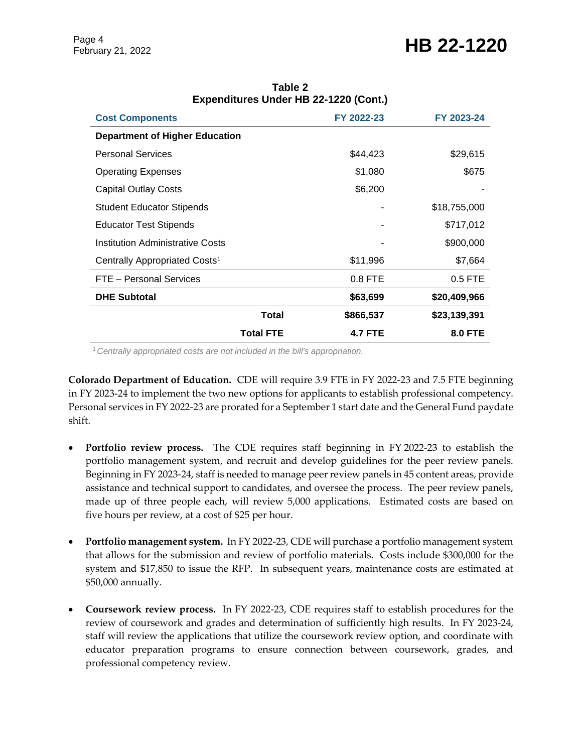**Table 2**
**Expenditures Under HB 22-1220 (Cont.)**

| Cost Components | FY 2022-23 | FY 2023-24 |
|---|---|---|
| **Department of Higher Education** | | |
| Personal Services | $44,423 | $29,615 |
| Operating Expenses | $1,080 | $675 |
| Capital Outlay Costs | $6,200 | - |
| Student Educator Stipends | - | $18,755,000 |
| Educator Test Stipends | - | $717,012 |
| Institution Administrative Costs | - | $900,000 |
| Centrally Appropriated Costs[1] | $11,996 | $7,664 |
| FTE – Personal Services | 0.8 FTE | 0.5 FTE |
| **DHE Subtotal** | **$63,699** | **$20,409,966** |
| **Total** | **$866,537** | **$23,139,391** |
| **Total FTE** | **4.7 FTE** | **8.0 FTE** |

[1] *Centrally appropriated costs are not included in the bill's appropriation.*

**Colorado Department of Education.** CDE will require 3.9 FTE in FY 2022-23 and 7.5 FTE beginning in FY 2023-24 to implement the two new options for applicants to establish professional competency. Personal services in FY 2022-23 are prorated for a September 1 start date and the General Fund paydate shift.

- **Portfolio review process.** The CDE requires staff beginning in FY 2022-23 to establish the portfolio management system, and recruit and develop guidelines for the peer review panels. Beginning in FY 2023-24, staff is needed to manage peer review panels in 45 content areas, provide assistance and technical support to candidates, and oversee the process. The peer review panels, made up of three people each, will review 5,000 applications. Estimated costs are based on five hours per review, at a cost of $25 per hour.

- **Portfolio management system.** In FY 2022-23, CDE will purchase a portfolio management system that allows for the submission and review of portfolio materials. Costs include $300,000 for the system and $17,850 to issue the RFP. In subsequent years, maintenance costs are estimated at $50,000 annually.

- **Coursework review process.** In FY 2022-23, CDE requires staff to establish procedures for the review of coursework and grades and determination of sufficiently high results. In FY 2023-24, staff will review the applications that utilize the coursework review option, and coordinate with educator preparation programs to ensure connection between coursework, grades, and professional competency review.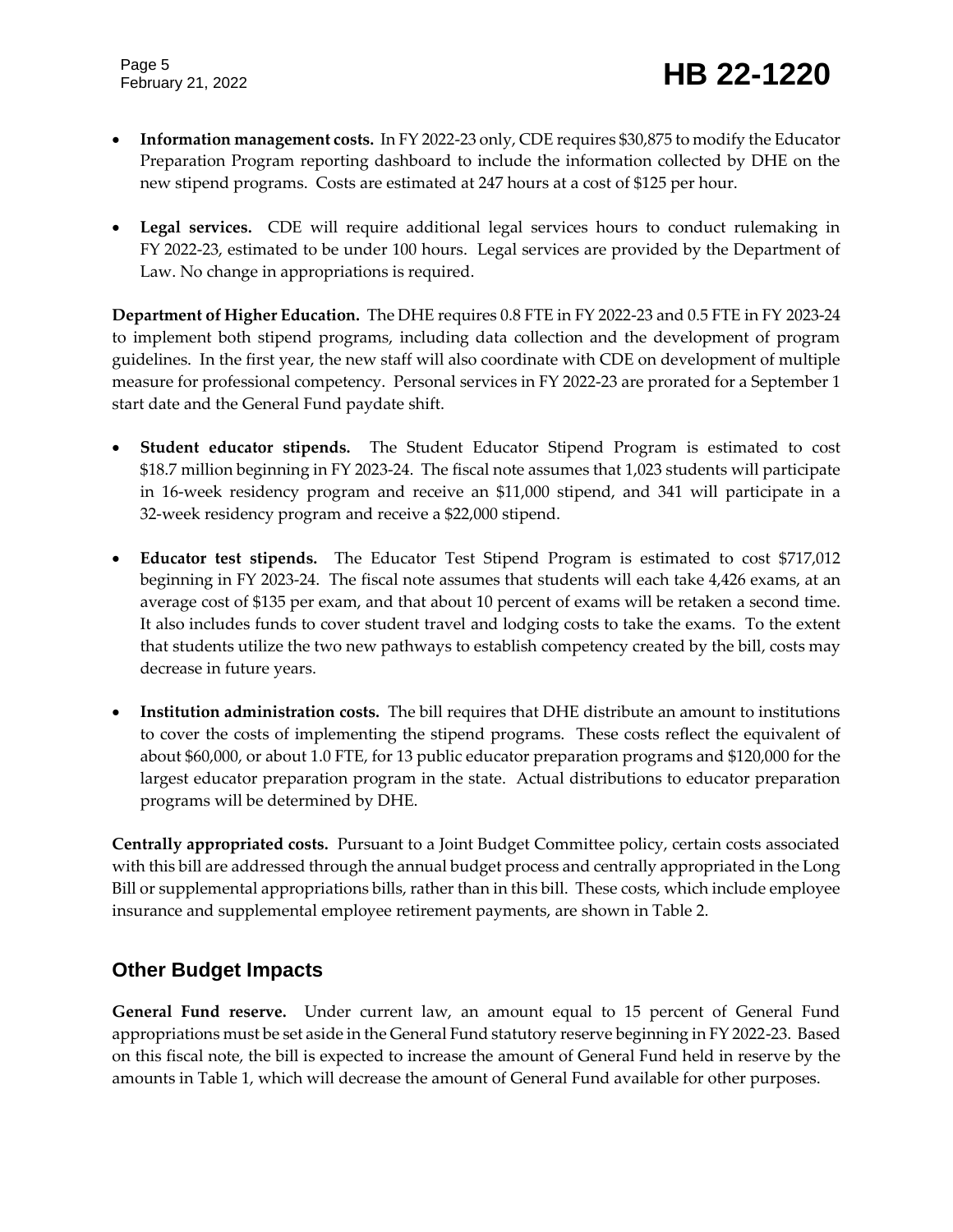- **Information management costs.** In FY 2022-23 only, CDE requires $30,875 to modify the Educator Preparation Program reporting dashboard to include the information collected by DHE on the new stipend programs. Costs are estimated at 247 hours at a cost of $125 per hour.

- **Legal services.** CDE will require additional legal services hours to conduct rulemaking in FY 2022-23, estimated to be under 100 hours. Legal services are provided by the Department of Law. No change in appropriations is required.

**Department of Higher Education.** The DHE requires 0.8 FTE in FY 2022-23 and 0.5 FTE in FY 2023-24 to implement both stipend programs, including data collection and the development of program guidelines. In the first year, the new staff will also coordinate with CDE on development of multiple measure for professional competency. Personal services in FY 2022-23 are prorated for a September 1 start date and the General Fund paydate shift.

- **Student educator stipends.** The Student Educator Stipend Program is estimated to cost $18.7 million beginning in FY 2023-24. The fiscal note assumes that 1,023 students will participate in 16-week residency program and receive an $11,000 stipend, and 341 will participate in a 32-week residency program and receive a $22,000 stipend.

- **Educator test stipends.** The Educator Test Stipend Program is estimated to cost $717,012 beginning in FY 2023-24. The fiscal note assumes that students will each take 4,426 exams, at an average cost of $135 per exam, and that about 10 percent of exams will be retaken a second time. It also includes funds to cover student travel and lodging costs to take the exams. To the extent that students utilize the two new pathways to establish competency created by the bill, costs may decrease in future years.

- **Institution administration costs.** The bill requires that DHE distribute an amount to institutions to cover the costs of implementing the stipend programs. These costs reflect the equivalent of about $60,000, or about 1.0 FTE, for 13 public educator preparation programs and $120,000 for the largest educator preparation program in the state. Actual distributions to educator preparation programs will be determined by DHE.

**Centrally appropriated costs.** Pursuant to a Joint Budget Committee policy, certain costs associated with this bill are addressed through the annual budget process and centrally appropriated in the Long Bill or supplemental appropriations bills, rather than in this bill. These costs, which include employee insurance and supplemental employee retirement payments, are shown in Table 2.

## Other Budget Impacts

**General Fund reserve.** Under current law, an amount equal to 15 percent of General Fund appropriations must be set aside in the General Fund statutory reserve beginning in FY 2022-23. Based on this fiscal note, the bill is expected to increase the amount of General Fund held in reserve by the amounts in Table 1, which will decrease the amount of General Fund available for other purposes.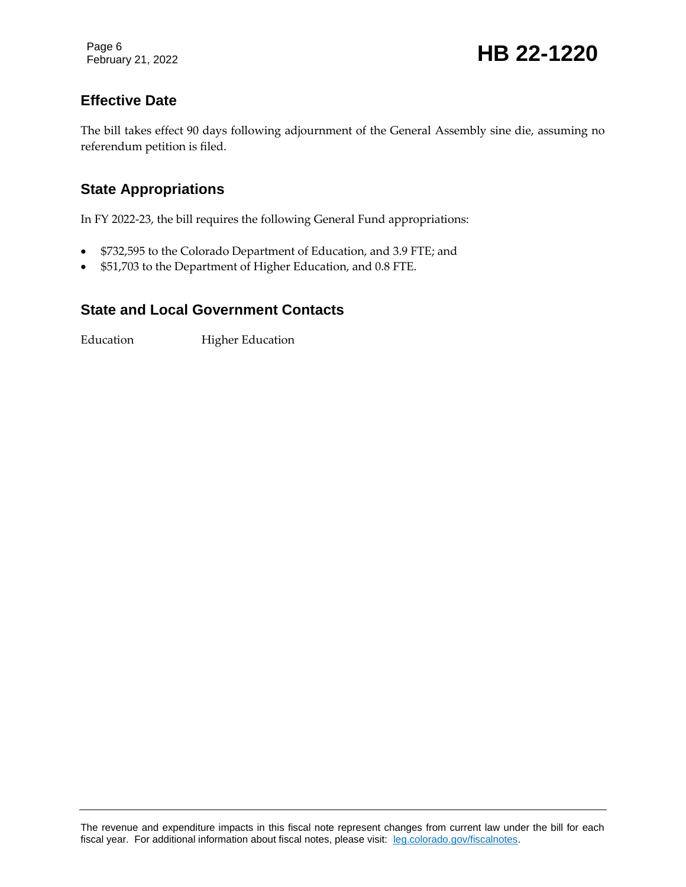## Effective Date

The bill takes effect 90 days following adjournment of the General Assembly sine die, assuming no referendum petition is filed.

## State Appropriations

In FY 2022-23, the bill requires the following General Fund appropriations:

- $732,595 to the Colorado Department of Education, and 3.9 FTE; and
- $51,703 to the Department of Higher Education, and 0.8 FTE.

## State and Local Government Contacts

| | |
|---|---|
| Education | Higher Education |

The revenue and expenditure impacts in this fiscal note represent changes from current law under the bill for each fiscal year. For additional information about fiscal notes, please visit: leg.colorado.gov/fiscalnotes.